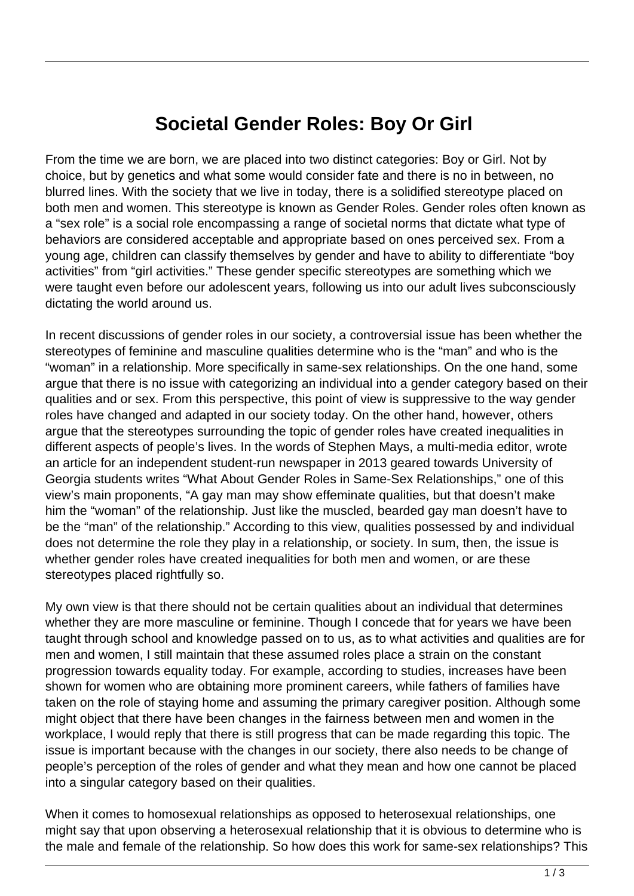# Societal Gender Roles: Boy Or Girl

From the time we are born, we are placed into two distinct categories: Boy or Girl. Not by choice, but by genetics and what some would consider fate and there is no in between, no blurred lines. With the society that we live in today, there is a solidified stereotype placed on both men and women. This stereotype is known as Gender Roles. Gender roles often known as a "sex role" is a social role encompassing a range of societal norms that dictate what type of behaviors are considered acceptable and appropriate based on ones perceived sex. From a young age, children can classify themselves by gender and have to ability to differentiate "boy activities" from "girl activities." These gender specific stereotypes are something which we were taught even before our adolescent years, following us into our adult lives subconsciously dictating the world around us.

In recent discussions of gender roles in our society, a controversial issue has been whether the stereotypes of feminine and masculine qualities determine who is the "man" and who is the "woman" in a relationship. More specifically in same-sex relationships. On the one hand, some argue that there is no issue with categorizing an individual into a gender category based on their qualities and or sex. From this perspective, this point of view is suppressive to the way gender roles have changed and adapted in our society today. On the other hand, however, others argue that the stereotypes surrounding the topic of gender roles have created inequalities in different aspects of people's lives. In the words of Stephen Mays, a multi-media editor, wrote an article for an independent student-run newspaper in 2013 geared towards University of Georgia students writes "What About Gender Roles in Same-Sex Relationships," one of this view's main proponents, "A gay man may show effeminate qualities, but that doesn't make him the "woman" of the relationship. Just like the muscled, bearded gay man doesn't have to be the "man" of the relationship." According to this view, qualities possessed by and individual does not determine the role they play in a relationship, or society. In sum, then, the issue is whether gender roles have created inequalities for both men and women, or are these stereotypes placed rightfully so.

My own view is that there should not be certain qualities about an individual that determines whether they are more masculine or feminine. Though I concede that for years we have been taught through school and knowledge passed on to us, as to what activities and qualities are for men and women, I still maintain that these assumed roles place a strain on the constant progression towards equality today. For example, according to studies, increases have been shown for women who are obtaining more prominent careers, while fathers of families have taken on the role of staying home and assuming the primary caregiver position. Although some might object that there have been changes in the fairness between men and women in the workplace, I would reply that there is still progress that can be made regarding this topic. The issue is important because with the changes in our society, there also needs to be change of people's perception of the roles of gender and what they mean and how one cannot be placed into a singular category based on their qualities.

When it comes to homosexual relationships as opposed to heterosexual relationships, one might say that upon observing a heterosexual relationship that it is obvious to determine who is the male and female of the relationship. So how does this work for same-sex relationships? This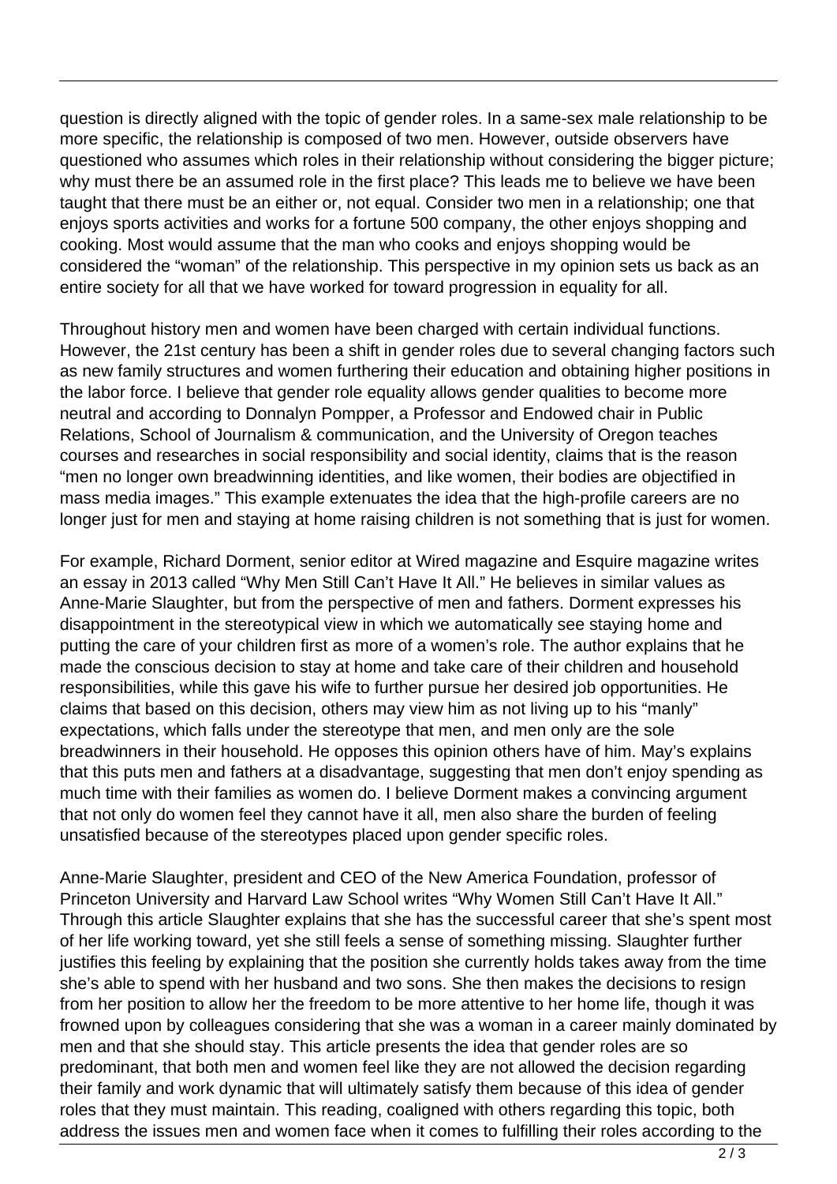question is directly aligned with the topic of gender roles. In a same-sex male relationship to be more specific, the relationship is composed of two men. However, outside observers have questioned who assumes which roles in their relationship without considering the bigger picture; why must there be an assumed role in the first place? This leads me to believe we have been taught that there must be an either or, not equal. Consider two men in a relationship; one that enjoys sports activities and works for a fortune 500 company, the other enjoys shopping and cooking. Most would assume that the man who cooks and enjoys shopping would be considered the "woman" of the relationship. This perspective in my opinion sets us back as an entire society for all that we have worked for toward progression in equality for all.

Throughout history men and women have been charged with certain individual functions. However, the 21st century has been a shift in gender roles due to several changing factors such as new family structures and women furthering their education and obtaining higher positions in the labor force. I believe that gender role equality allows gender qualities to become more neutral and according to Donnalyn Pompper, a Professor and Endowed chair in Public Relations, School of Journalism & communication, and the University of Oregon teaches courses and researches in social responsibility and social identity, claims that is the reason "men no longer own breadwinning identities, and like women, their bodies are objectified in mass media images." This example extenuates the idea that the high-profile careers are no longer just for men and staying at home raising children is not something that is just for women.

For example, Richard Dorment, senior editor at Wired magazine and Esquire magazine writes an essay in 2013 called "Why Men Still Can't Have It All." He believes in similar values as Anne-Marie Slaughter, but from the perspective of men and fathers. Dorment expresses his disappointment in the stereotypical view in which we automatically see staying home and putting the care of your children first as more of a women's role. The author explains that he made the conscious decision to stay at home and take care of their children and household responsibilities, while this gave his wife to further pursue her desired job opportunities. He claims that based on this decision, others may view him as not living up to his "manly" expectations, which falls under the stereotype that men, and men only are the sole breadwinners in their household. He opposes this opinion others have of him. May's explains that this puts men and fathers at a disadvantage, suggesting that men don't enjoy spending as much time with their families as women do. I believe Dorment makes a convincing argument that not only do women feel they cannot have it all, men also share the burden of feeling unsatisfied because of the stereotypes placed upon gender specific roles.

Anne-Marie Slaughter, president and CEO of the New America Foundation, professor of Princeton University and Harvard Law School writes "Why Women Still Can't Have It All." Through this article Slaughter explains that she has the successful career that she's spent most of her life working toward, yet she still feels a sense of something missing. Slaughter further justifies this feeling by explaining that the position she currently holds takes away from the time she's able to spend with her husband and two sons. She then makes the decisions to resign from her position to allow her the freedom to be more attentive to her home life, though it was frowned upon by colleagues considering that she was a woman in a career mainly dominated by men and that she should stay. This article presents the idea that gender roles are so predominant, that both men and women feel like they are not allowed the decision regarding their family and work dynamic that will ultimately satisfy them because of this idea of gender roles that they must maintain. This reading, coaligned with others regarding this topic, both address the issues men and women face when it comes to fulfilling their roles according to the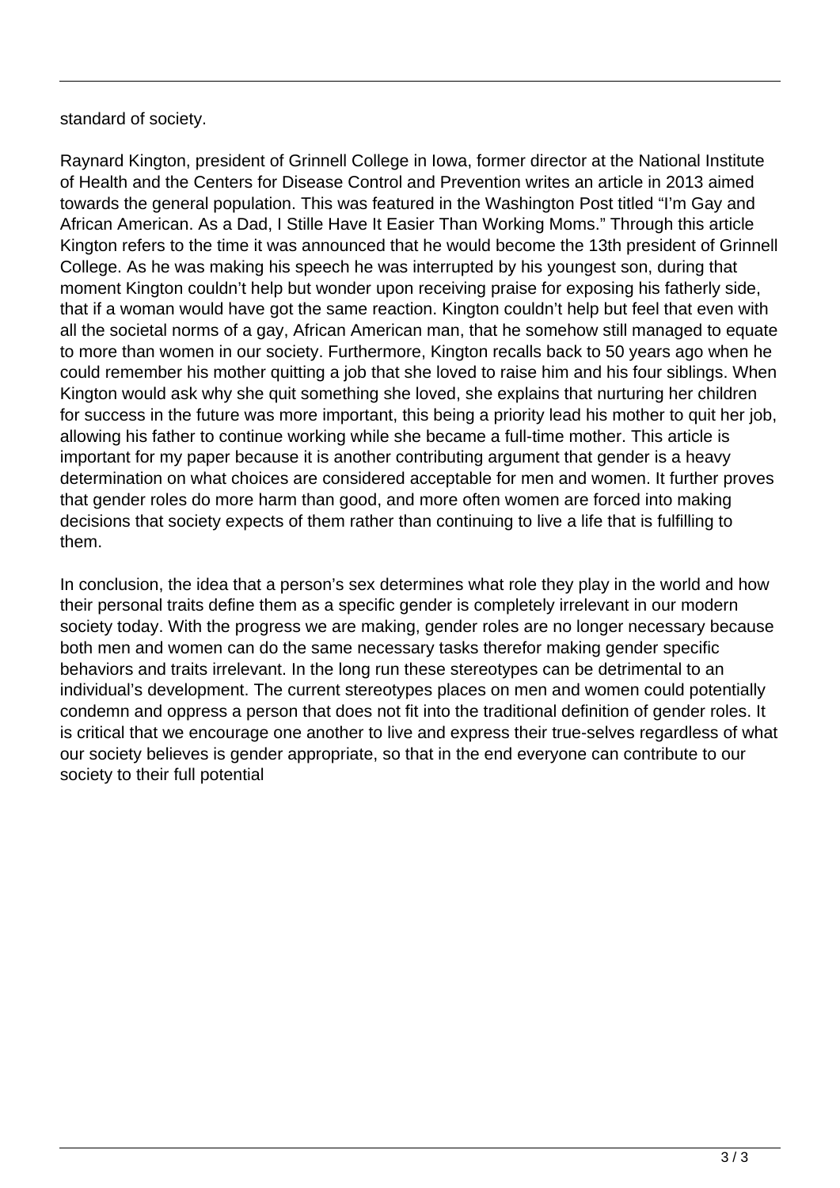standard of society.

Raynard Kington, president of Grinnell College in Iowa, former director at the National Institute of Health and the Centers for Disease Control and Prevention writes an article in 2013 aimed towards the general population. This was featured in the Washington Post titled "I'm Gay and African American. As a Dad, I Stille Have It Easier Than Working Moms." Through this article Kington refers to the time it was announced that he would become the 13th president of Grinnell College. As he was making his speech he was interrupted by his youngest son, during that moment Kington couldn't help but wonder upon receiving praise for exposing his fatherly side, that if a woman would have got the same reaction. Kington couldn't help but feel that even with all the societal norms of a gay, African American man, that he somehow still managed to equate to more than women in our society. Furthermore, Kington recalls back to 50 years ago when he could remember his mother quitting a job that she loved to raise him and his four siblings. When Kington would ask why she quit something she loved, she explains that nurturing her children for success in the future was more important, this being a priority lead his mother to quit her job, allowing his father to continue working while she became a full-time mother. This article is important for my paper because it is another contributing argument that gender is a heavy determination on what choices are considered acceptable for men and women. It further proves that gender roles do more harm than good, and more often women are forced into making decisions that society expects of them rather than continuing to live a life that is fulfilling to them.

In conclusion, the idea that a person's sex determines what role they play in the world and how their personal traits define them as a specific gender is completely irrelevant in our modern society today. With the progress we are making, gender roles are no longer necessary because both men and women can do the same necessary tasks therefor making gender specific behaviors and traits irrelevant. In the long run these stereotypes can be detrimental to an individual's development. The current stereotypes places on men and women could potentially condemn and oppress a person that does not fit into the traditional definition of gender roles. It is critical that we encourage one another to live and express their true-selves regardless of what our society believes is gender appropriate, so that in the end everyone can contribute to our society to their full potential